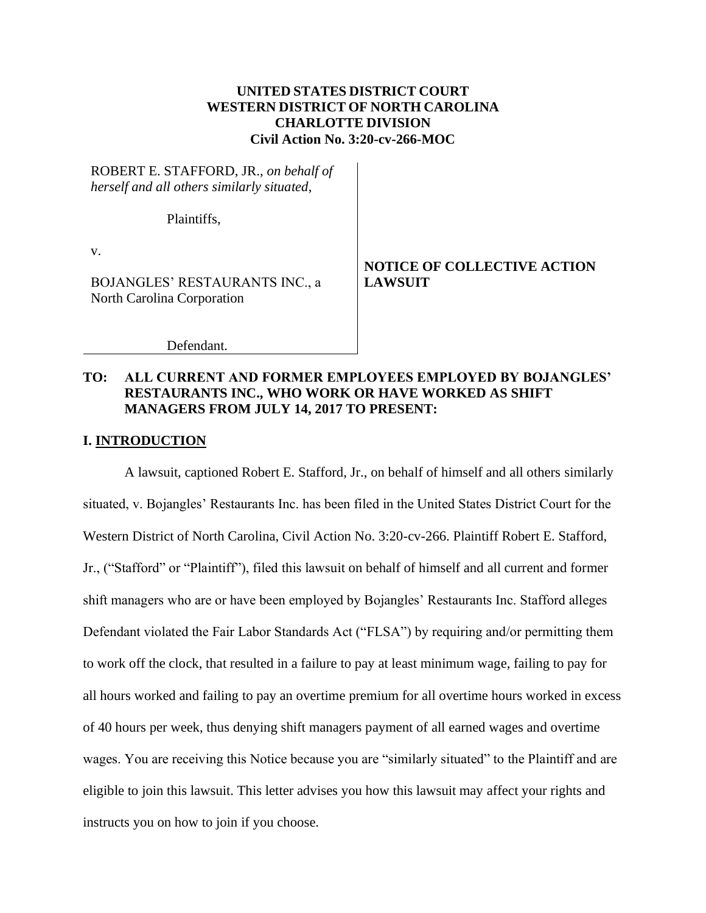**UNITED STATES DISTRICT COURT**
**WESTERN DISTRICT OF NORTH CAROLINA**
**CHARLOTTE DIVISION**
**Civil Action No. 3:20-cv-266-MOC**

| | |
|---|---|
| ROBERT E. STAFFORD, JR., *on behalf of herself and all others similarly situated*,<br><br>Plaintiffs,<br><br>v.<br><br>BOJANGLES' RESTAURANTS INC., a North Carolina Corporation<br><br>Defendant. | **NOTICE OF COLLECTIVE ACTION LAWSUIT** |

**TO: ALL CURRENT AND FORMER EMPLOYEES EMPLOYED BY BOJANGLES' RESTAURANTS INC., WHO WORK OR HAVE WORKED AS SHIFT MANAGERS FROM JULY 14, 2017 TO PRESENT:**

## I. INTRODUCTION

A lawsuit, captioned Robert E. Stafford, Jr., on behalf of himself and all others similarly situated, v. Bojangles' Restaurants Inc. has been filed in the United States District Court for the Western District of North Carolina, Civil Action No. 3:20-cv-266. Plaintiff Robert E. Stafford, Jr., ("Stafford" or "Plaintiff"), filed this lawsuit on behalf of himself and all current and former shift managers who are or have been employed by Bojangles' Restaurants Inc. Stafford alleges Defendant violated the Fair Labor Standards Act ("FLSA") by requiring and/or permitting them to work off the clock, that resulted in a failure to pay at least minimum wage, failing to pay for all hours worked and failing to pay an overtime premium for all overtime hours worked in excess of 40 hours per week, thus denying shift managers payment of all earned wages and overtime wages. You are receiving this Notice because you are "similarly situated" to the Plaintiff and are eligible to join this lawsuit. This letter advises you how this lawsuit may affect your rights and instructs you on how to join if you choose.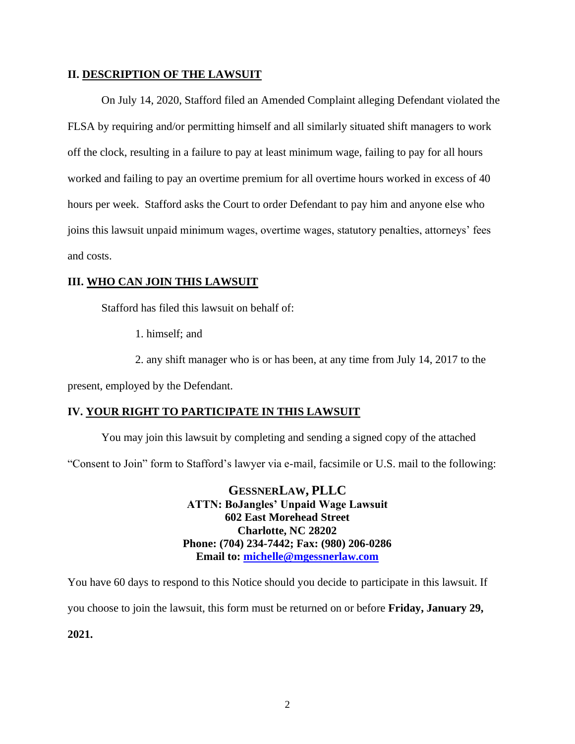## II. DESCRIPTION OF THE LAWSUIT

On July 14, 2020, Stafford filed an Amended Complaint alleging Defendant violated the FLSA by requiring and/or permitting himself and all similarly situated shift managers to work off the clock, resulting in a failure to pay at least minimum wage, failing to pay for all hours worked and failing to pay an overtime premium for all overtime hours worked in excess of 40 hours per week. Stafford asks the Court to order Defendant to pay him and anyone else who joins this lawsuit unpaid minimum wages, overtime wages, statutory penalties, attorneys' fees and costs.

## III. WHO CAN JOIN THIS LAWSUIT

Stafford has filed this lawsuit on behalf of:

1. himself; and

2. any shift manager who is or has been, at any time from July 14, 2017 to the present, employed by the Defendant.

## IV. YOUR RIGHT TO PARTICIPATE IN THIS LAWSUIT

You may join this lawsuit by completing and sending a signed copy of the attached "Consent to Join" form to Stafford's lawyer via e-mail, facsimile or U.S. mail to the following:

**GESSNERLAW, PLLC**
**ATTN: BoJangles' Unpaid Wage Lawsuit**
**602 East Morehead Street**
**Charlotte, NC 28202**
**Phone: (704) 234-7442; Fax: (980) 206-0286**
**Email to: michelle@mgessnerlaw.com**

You have 60 days to respond to this Notice should you decide to participate in this lawsuit. If you choose to join the lawsuit, this form must be returned on or before **Friday, January 29, 2021.**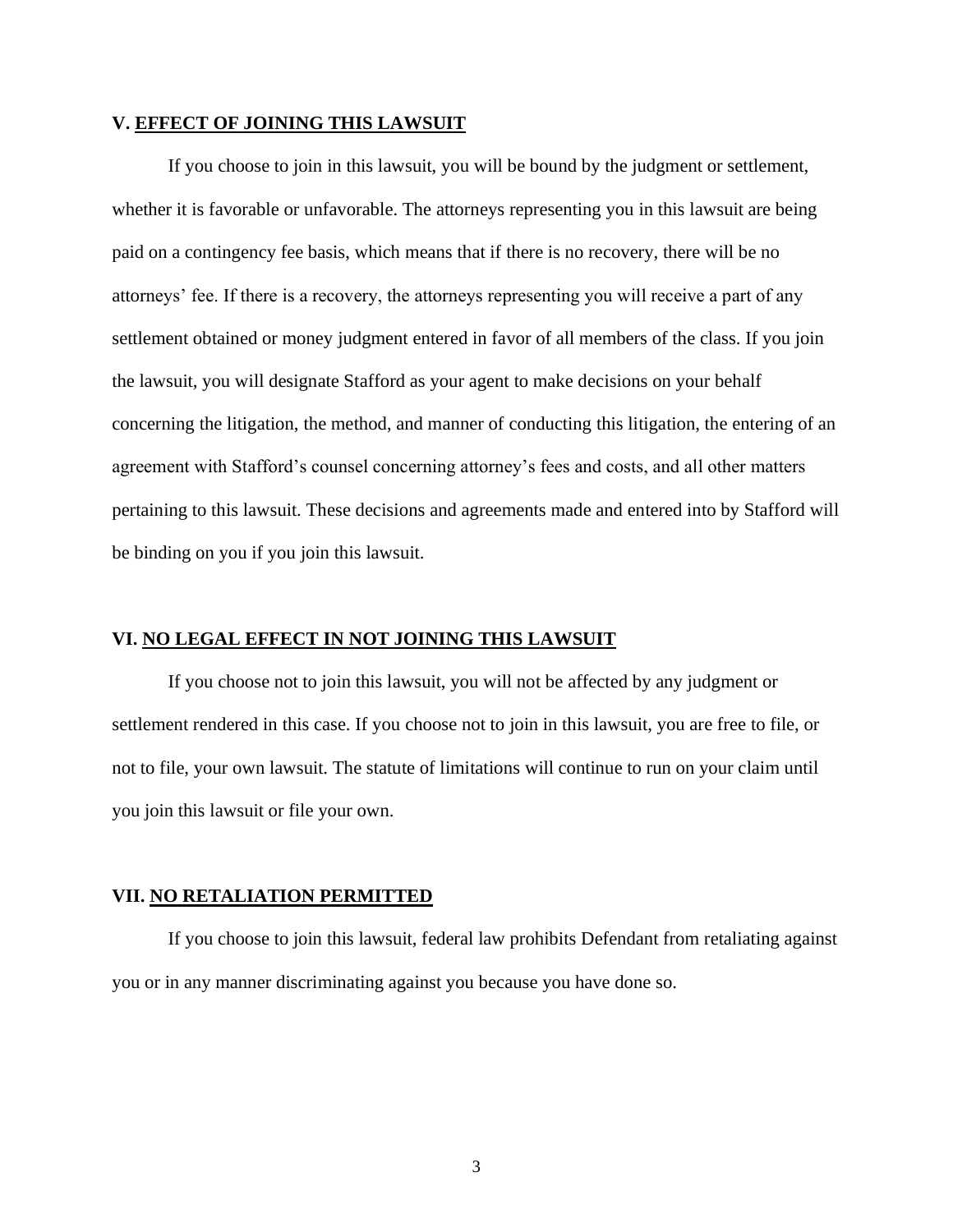## V. <u>EFFECT OF JOINING THIS LAWSUIT</u>

If you choose to join in this lawsuit, you will be bound by the judgment or settlement, whether it is favorable or unfavorable. The attorneys representing you in this lawsuit are being paid on a contingency fee basis, which means that if there is no recovery, there will be no attorneys' fee. If there is a recovery, the attorneys representing you will receive a part of any settlement obtained or money judgment entered in favor of all members of the class. If you join the lawsuit, you will designate Stafford as your agent to make decisions on your behalf concerning the litigation, the method, and manner of conducting this litigation, the entering of an agreement with Stafford's counsel concerning attorney's fees and costs, and all other matters pertaining to this lawsuit. These decisions and agreements made and entered into by Stafford will be binding on you if you join this lawsuit.

## VI. <u>NO LEGAL EFFECT IN NOT JOINING THIS LAWSUIT</u>

If you choose not to join this lawsuit, you will not be affected by any judgment or settlement rendered in this case. If you choose not to join in this lawsuit, you are free to file, or not to file, your own lawsuit. The statute of limitations will continue to run on your claim until you join this lawsuit or file your own.

## VII. <u>NO RETALIATION PERMITTED</u>

If you choose to join this lawsuit, federal law prohibits Defendant from retaliating against you or in any manner discriminating against you because you have done so.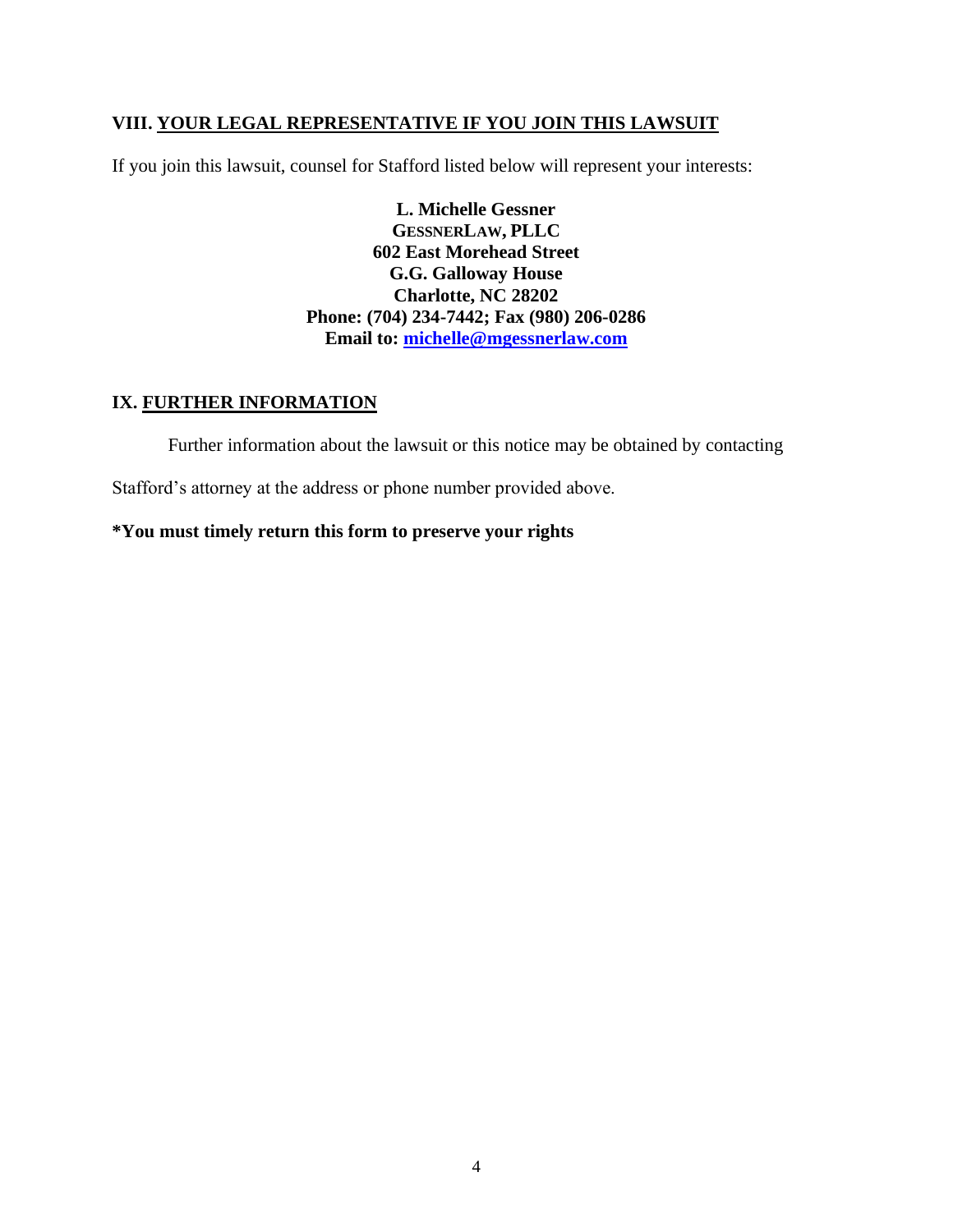## VIII. YOUR LEGAL REPRESENTATIVE IF YOU JOIN THIS LAWSUIT

If you join this lawsuit, counsel for Stafford listed below will represent your interests:

**L. Michelle Gessner**
**GESSNERLAW, PLLC**
**602 East Morehead Street**
**G.G. Galloway House**
**Charlotte, NC 28202**
**Phone: (704) 234-7442; Fax (980) 206-0286**
**Email to: michelle@mgessnerlaw.com**

## IX. FURTHER INFORMATION

Further information about the lawsuit or this notice may be obtained by contacting Stafford's attorney at the address or phone number provided above.

**\*You must timely return this form to preserve your rights**